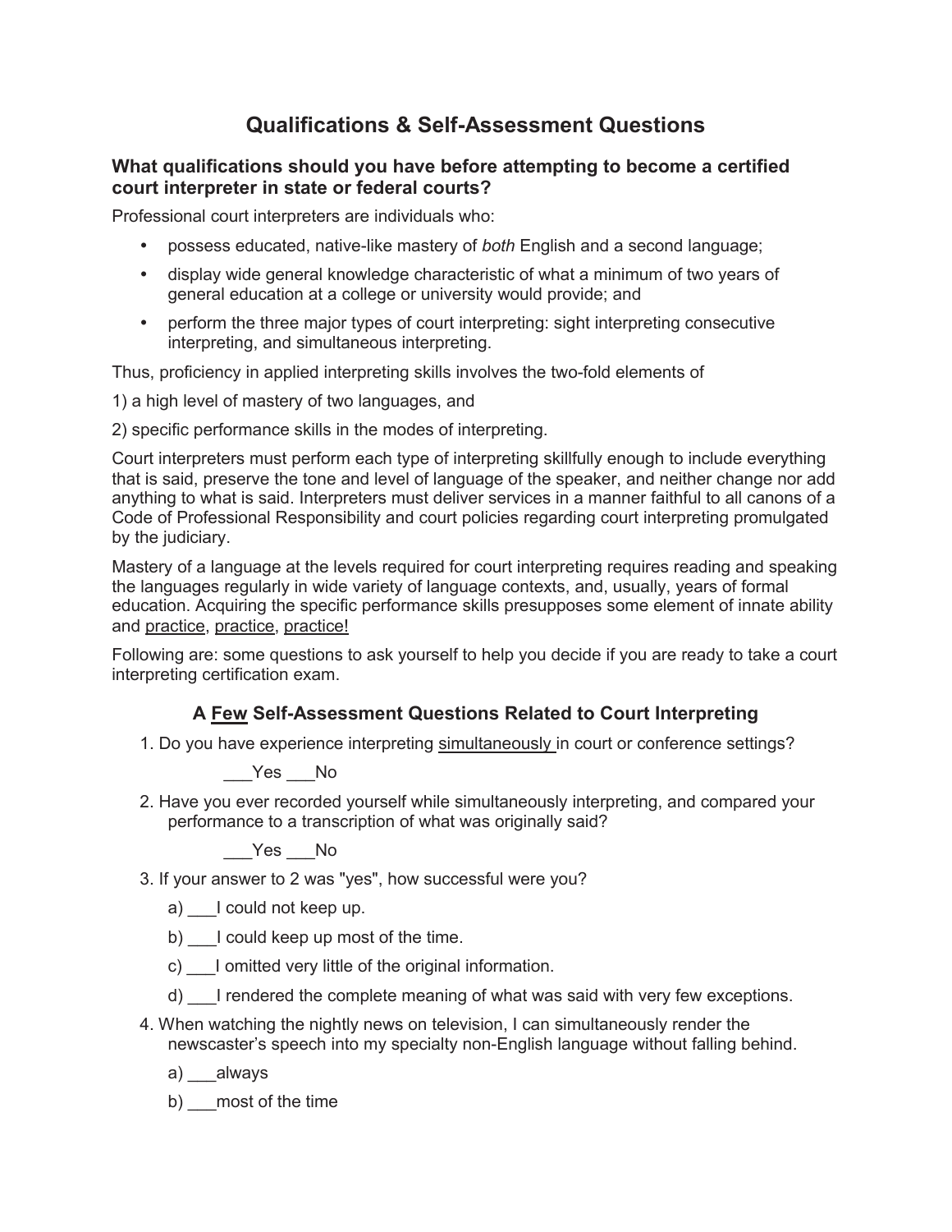# Qualifications & Self-Assessment Questions

## What qualifications should you have before attempting to become a certified court interpreter in state or federal courts?

Professional court interpreters are individuals who:

- possess educated, native-like mastery of *both* English and a second language;
- display wide general knowledge characteristic of what a minimum of two years of general education at a college or university would provide; and
- perform the three major types of court interpreting: sight interpreting consecutive interpreting, and simultaneous interpreting.

Thus, proficiency in applied interpreting skills involves the two-fold elements of

1) a high level of mastery of two languages, and

2) specific performance skills in the modes of interpreting.

Court interpreters must perform each type of interpreting skillfully enough to include everything that is said, preserve the tone and level of language of the speaker, and neither change nor add anything to what is said. Interpreters must deliver services in a manner faithful to all canons of a Code of Professional Responsibility and court policies regarding court interpreting promulgated by the judiciary.

Mastery of a language at the levels required for court interpreting requires reading and speaking the languages regularly in wide variety of language contexts, and, usually, years of formal education. Acquiring the specific performance skills presupposes some element of innate ability and <u>practice</u>, <u>practice</u>, <u>practice!</u>

Following are: some questions to ask yourself to help you decide if you are ready to take a court interpreting certification exam.

### A <u>Few</u> Self-Assessment Questions Related to Court Interpreting

1. Do you have experience interpreting <u>simultaneously</u> in court or conference settings?

   ___Yes ___No

2. Have you ever recorded yourself while simultaneously interpreting, and compared your performance to a transcription of what was originally said?

   ___Yes ___No

3. If your answer to 2 was "yes", how successful were you?

   a) ___I could not keep up.

   b) ___I could keep up most of the time.

   c) ___I omitted very little of the original information.

   d) ___I rendered the complete meaning of what was said with very few exceptions.

4. When watching the nightly news on television, I can simultaneously render the newscaster's speech into my specialty non-English language without falling behind.

   a) ___always

   b) ___most of the time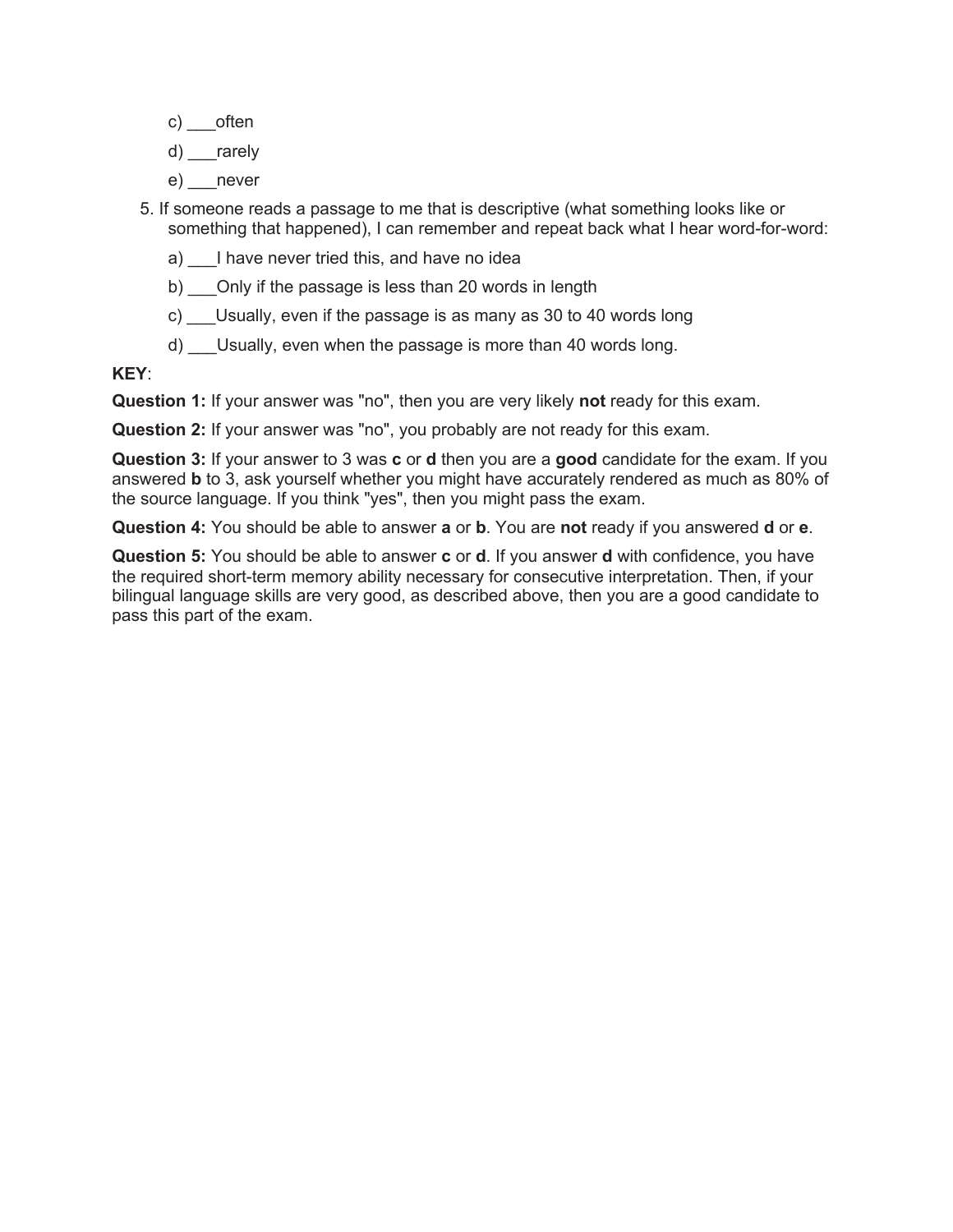c) ___often

d) ___rarely

e) ___never

5. If someone reads a passage to me that is descriptive (what something looks like or something that happened), I can remember and repeat back what I hear word-for-word:

   a) ___I have never tried this, and have no idea

   b) ___Only if the passage is less than 20 words in length

   c) ___Usually, even if the passage is as many as 30 to 40 words long

   d) ___Usually, even when the passage is more than 40 words long.

**KEY**:

**Question 1:** If your answer was "no", then you are very likely **not** ready for this exam.

**Question 2:** If your answer was "no", you probably are not ready for this exam.

**Question 3:** If your answer to 3 was **c** or **d** then you are a **good** candidate for the exam. If you answered **b** to 3, ask yourself whether you might have accurately rendered as much as 80% of the source language. If you think "yes", then you might pass the exam.

**Question 4:** You should be able to answer **a** or **b**. You are **not** ready if you answered **d** or **e**.

**Question 5:** You should be able to answer **c** or **d**. If you answer **d** with confidence, you have the required short-term memory ability necessary for consecutive interpretation. Then, if your bilingual language skills are very good, as described above, then you are a good candidate to pass this part of the exam.